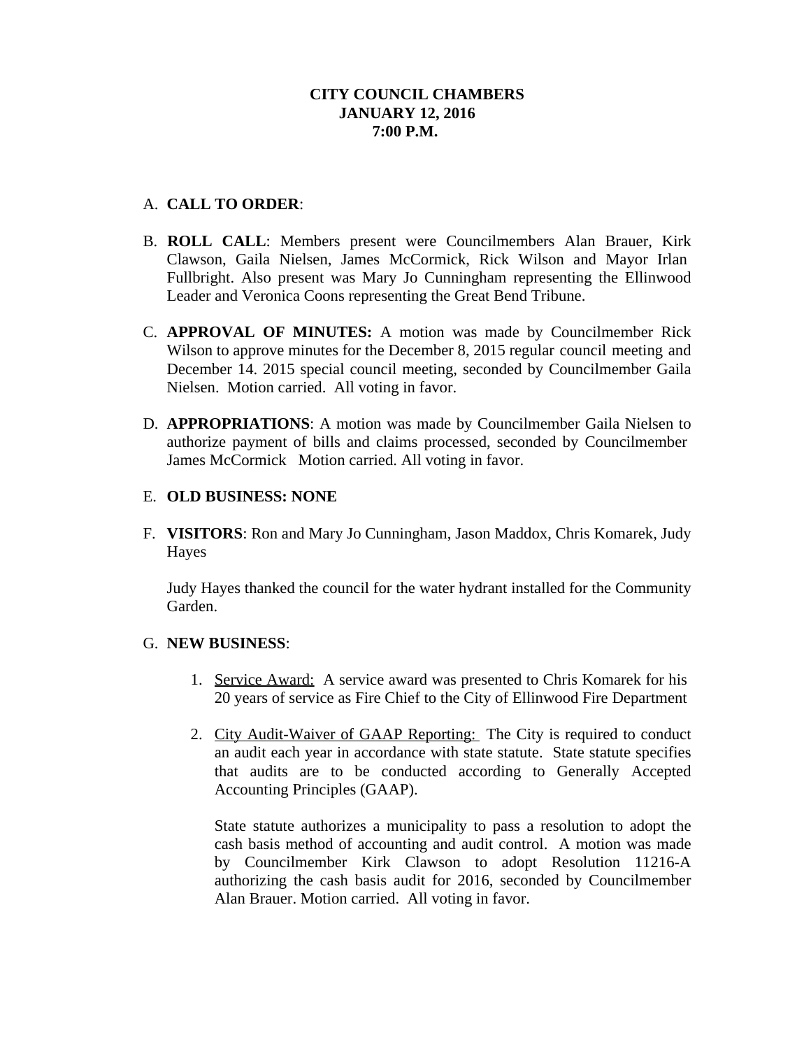**CITY COUNCIL CHAMBERS**
**JANUARY 12, 2016**
**7:00 P.M.**

A. **CALL TO ORDER**:

B. **ROLL CALL**: Members present were Councilmembers Alan Brauer, Kirk Clawson, Gaila Nielsen, James McCormick, Rick Wilson and Mayor Irlan Fullbright. Also present was Mary Jo Cunningham representing the Ellinwood Leader and Veronica Coons representing the Great Bend Tribune.

C. **APPROVAL OF MINUTES:** A motion was made by Councilmember Rick Wilson to approve minutes for the December 8, 2015 regular council meeting and December 14. 2015 special council meeting, seconded by Councilmember Gaila Nielsen. Motion carried. All voting in favor.

D. **APPROPRIATIONS**: A motion was made by Councilmember Gaila Nielsen to authorize payment of bills and claims processed, seconded by Councilmember James McCormick Motion carried. All voting in favor.

E. **OLD BUSINESS: NONE**

F. **VISITORS**: Ron and Mary Jo Cunningham, Jason Maddox, Chris Komarek, Judy Hayes

   Judy Hayes thanked the council for the water hydrant installed for the Community Garden.

G. **NEW BUSINESS**:

   1. Service Award: A service award was presented to Chris Komarek for his 20 years of service as Fire Chief to the City of Ellinwood Fire Department

   2. City Audit-Waiver of GAAP Reporting: The City is required to conduct an audit each year in accordance with state statute. State statute specifies that audits are to be conducted according to Generally Accepted Accounting Principles (GAAP).

      State statute authorizes a municipality to pass a resolution to adopt the cash basis method of accounting and audit control. A motion was made by Councilmember Kirk Clawson to adopt Resolution 11216-A authorizing the cash basis audit for 2016, seconded by Councilmember Alan Brauer. Motion carried. All voting in favor.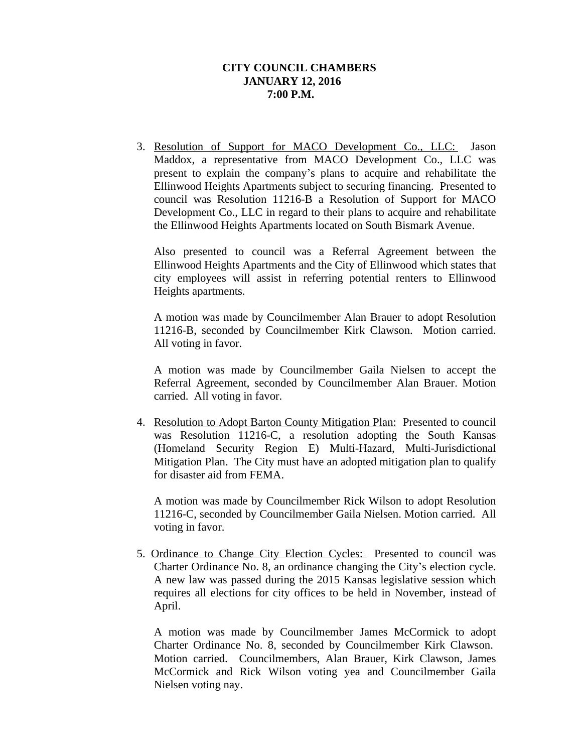**CITY COUNCIL CHAMBERS**
**JANUARY 12, 2016**
**7:00 P.M.**

3. <u>Resolution of Support for MACO Development Co., LLC:</u> Jason Maddox, a representative from MACO Development Co., LLC was present to explain the company's plans to acquire and rehabilitate the Ellinwood Heights Apartments subject to securing financing. Presented to council was Resolution 11216-B a Resolution of Support for MACO Development Co., LLC in regard to their plans to acquire and rehabilitate the Ellinwood Heights Apartments located on South Bismark Avenue.

   Also presented to council was a Referral Agreement between the Ellinwood Heights Apartments and the City of Ellinwood which states that city employees will assist in referring potential renters to Ellinwood Heights apartments.

   A motion was made by Councilmember Alan Brauer to adopt Resolution 11216-B, seconded by Councilmember Kirk Clawson. Motion carried. All voting in favor.

   A motion was made by Councilmember Gaila Nielsen to accept the Referral Agreement, seconded by Councilmember Alan Brauer. Motion carried. All voting in favor.

4. <u>Resolution to Adopt Barton County Mitigation Plan:</u> Presented to council was Resolution 11216-C, a resolution adopting the South Kansas (Homeland Security Region E) Multi-Hazard, Multi-Jurisdictional Mitigation Plan. The City must have an adopted mitigation plan to qualify for disaster aid from FEMA.

   A motion was made by Councilmember Rick Wilson to adopt Resolution 11216-C, seconded by Councilmember Gaila Nielsen. Motion carried. All voting in favor.

5. <u>Ordinance to Change City Election Cycles:</u> Presented to council was Charter Ordinance No. 8, an ordinance changing the City's election cycle. A new law was passed during the 2015 Kansas legislative session which requires all elections for city offices to be held in November, instead of April.

   A motion was made by Councilmember James McCormick to adopt Charter Ordinance No. 8, seconded by Councilmember Kirk Clawson. Motion carried. Councilmembers, Alan Brauer, Kirk Clawson, James McCormick and Rick Wilson voting yea and Councilmember Gaila Nielsen voting nay.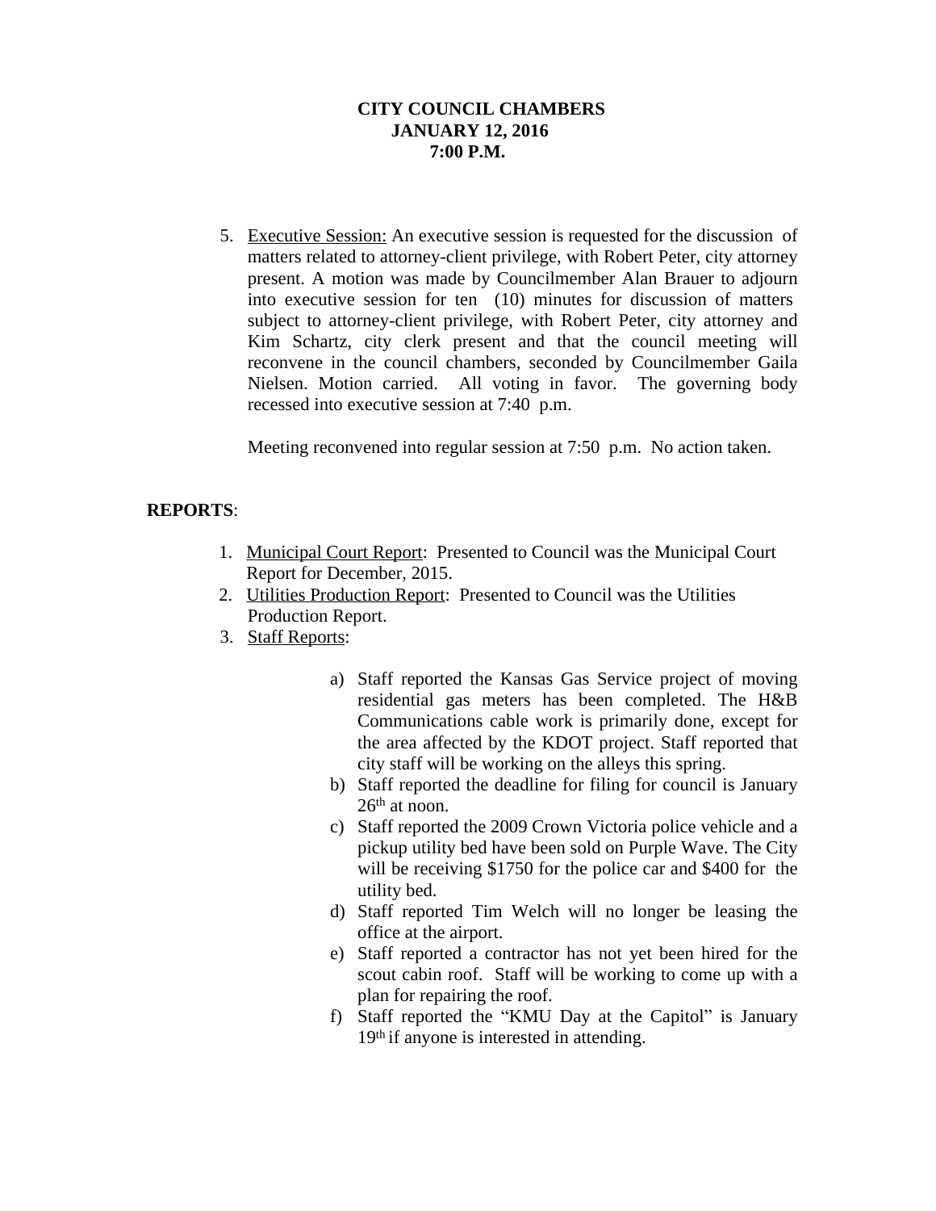**CITY COUNCIL CHAMBERS**
**JANUARY 12, 2016**
**7:00 P.M.**

5. Executive Session: An executive session is requested for the discussion of matters related to attorney-client privilege, with Robert Peter, city attorney present. A motion was made by Councilmember Alan Brauer to adjourn into executive session for ten (10) minutes for discussion of matters subject to attorney-client privilege, with Robert Peter, city attorney and Kim Schartz, city clerk present and that the council meeting will reconvene in the council chambers, seconded by Councilmember Gaila Nielsen. Motion carried. All voting in favor. The governing body recessed into executive session at 7:40 p.m.

   Meeting reconvened into regular session at 7:50 p.m. No action taken.

**REPORTS**:

1. Municipal Court Report: Presented to Council was the Municipal Court Report for December, 2015.
2. Utilities Production Report: Presented to Council was the Utilities Production Report.
3. Staff Reports:

   a) Staff reported the Kansas Gas Service project of moving residential gas meters has been completed. The H&B Communications cable work is primarily done, except for the area affected by the KDOT project. Staff reported that city staff will be working on the alleys this spring.
   b) Staff reported the deadline for filing for council is January 26th at noon.
   c) Staff reported the 2009 Crown Victoria police vehicle and a pickup utility bed have been sold on Purple Wave. The City will be receiving $1750 for the police car and $400 for the utility bed.
   d) Staff reported Tim Welch will no longer be leasing the office at the airport.
   e) Staff reported a contractor has not yet been hired for the scout cabin roof. Staff will be working to come up with a plan for repairing the roof.
   f) Staff reported the "KMU Day at the Capitol" is January 19th if anyone is interested in attending.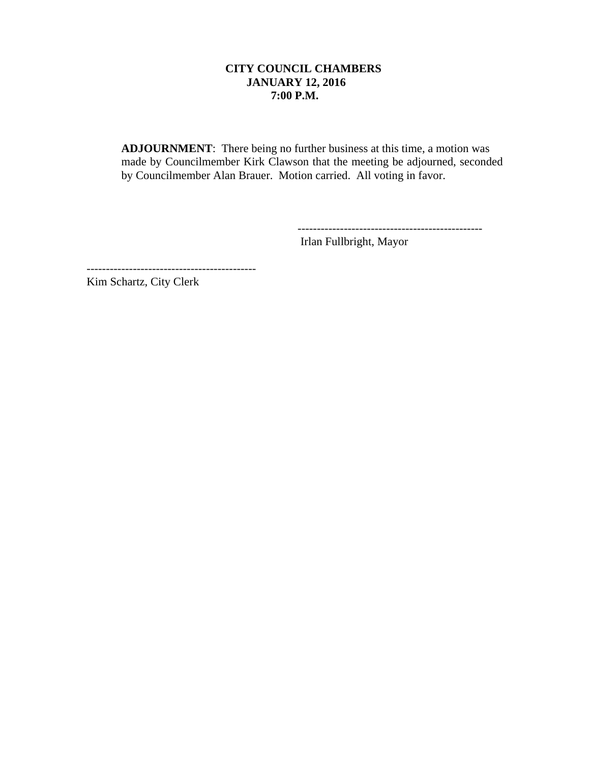**CITY COUNCIL CHAMBERS**
**JANUARY 12, 2016**
**7:00 P.M.**

**ADJOURNMENT**: There being no further business at this time, a motion was made by Councilmember Kirk Clawson that the meeting be adjourned, seconded by Councilmember Alan Brauer. Motion carried. All voting in favor.

------------------------------------------------
Irlan Fullbright, Mayor

--------------------------------------------
Kim Schartz, City Clerk